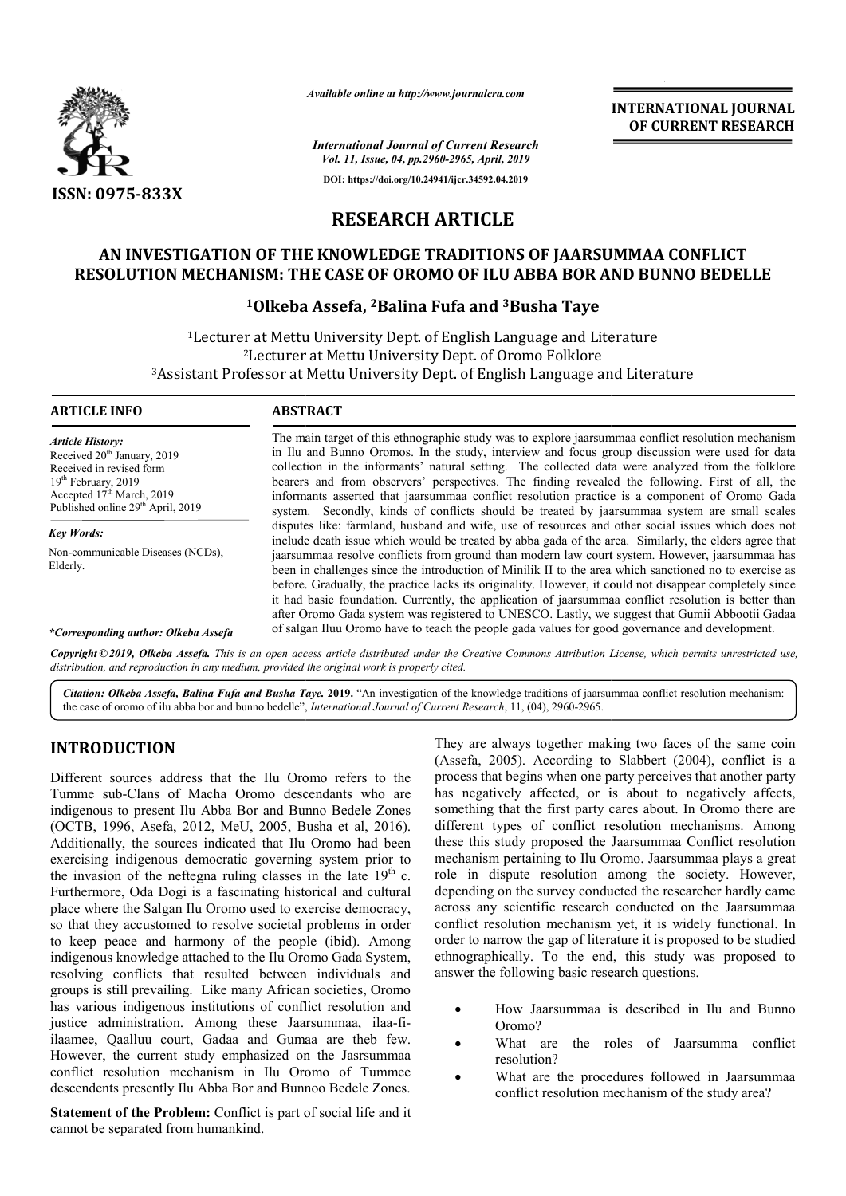*Available online at http://www.journalcra.com*

*International Journal of Current Research*
*Vol. 11, Issue, 04, pp.2960-2965, April, 2019*

**DOI: https://doi.org/10.24941/ijcr.34592.04.2019**

**INTERNATIONAL JOURNAL OF CURRENT RESEARCH**

**ISSN: 0975-833X**

# RESEARCH ARTICLE

## AN INVESTIGATION OF THE KNOWLEDGE TRADITIONS OF JAARSUMMAA CONFLICT RESOLUTION MECHANISM: THE CASE OF OROMO OF ILU ABBA BOR AND BUNNO BEDELLE

**[1]Olkeba Assefa, [2]Balina Fufa and [3]Busha Taye**

[1]Lecturer at Mettu University Dept. of English Language and Literature
[2]Lecturer at Mettu University Dept. of Oromo Folklore
[3]Assistant Professor at Mettu University Dept. of English Language and Literature

**ARTICLE INFO**

*Article History:*
Received 20[th] January, 2019
Received in revised form
19[th] February, 2019
Accepted 17[th] March, 2019
Published online 29[th] April, 2019

*Key Words:*
Non-communicable Diseases (NCDs), Elderly.

**\*Corresponding author: Olkeba Assefa**

**ABSTRACT**

The main target of this ethnographic study was to explore jaarsummaa conflict resolution mechanism in Ilu and Bunno Oromos. In the study, interview and focus group discussion were used for data collection in the informants' natural setting. The collected data were analyzed from the folklore bearers and from observers' perspectives. The finding revealed the following. First of all, the informants asserted that jaarsummaa conflict resolution practice is a component of Oromo Gada system. Secondly, kinds of conflicts should be treated by jaarsummaa system are small scales disputes like: farmland, husband and wife, use of resources and other social issues which does not include death issue which would be treated by abba gada of the area. Similarly, the elders agree that jaarsummaa resolve conflicts from ground than modern law court system. However, jaarsummaa has been in challenges since the introduction of Minilik II to the area which sanctioned no to exercise as before. Gradually, the practice lacks its originality. However, it could not disappear completely since it had basic foundation. Currently, the application of jaarsummaa conflict resolution is better than after Oromo Gada system was registered to UNESCO. Lastly, we suggest that Gumii Abbootii Gadaa of salgan Iluu Oromo have to teach the people gada values for good governance and development.

*Copyright © 2019, Olkeba Assefa. This is an open access article distributed under the Creative Commons Attribution License, which permits unrestricted use, distribution, and reproduction in any medium, provided the original work is properly cited.*

**Citation: Olkeba Assefa, Balina Fufa and Busha Taye. 2019.** "An investigation of the knowledge traditions of jaarsummaa conflict resolution mechanism: the case of oromo of ilu abba bor and bunno bedelle", *International Journal of Current Research*, 11, (04), 2960-2965.

## INTRODUCTION

Different sources address that the Ilu Oromo refers to the Tumme sub-Clans of Macha Oromo descendants who are indigenous to present Ilu Abba Bor and Bunno Bedele Zones (OCTB, 1996, Asefa, 2012, MeU, 2005, Busha et al, 2016). Additionally, the sources indicated that Ilu Oromo had been exercising indigenous democratic governing system prior to the invasion of the neftegna ruling classes in the late 19[th] c. Furthermore, Oda Dogi is a fascinating historical and cultural place where the Salgan Ilu Oromo used to exercise democracy, so that they accustomed to resolve societal problems in order to keep peace and harmony of the people (ibid). Among indigenous knowledge attached to the Ilu Oromo Gada System, resolving conflicts that resulted between individuals and groups is still prevailing. Like many African societies, Oromo has various indigenous institutions of conflict resolution and justice administration. Among these Jaarsummaa, ilaa-fi-ilaamee, Qaalluu court, Gadaa and Gumaa are theb few. However, the current study emphasized on the Jasrsummaa conflict resolution mechanism in Ilu Oromo of Tummee descendents presently Ilu Abba Bor and Bunnoo Bedele Zones.

**Statement of the Problem:** Conflict is part of social life and it cannot be separated from humankind. They are always together making two faces of the same coin (Assefa, 2005). According to Slabbert (2004), conflict is a process that begins when one party perceives that another party has negatively affected, or is about to negatively affects, something that the first party cares about. In Oromo there are different types of conflict resolution mechanisms. Among these this study proposed the Jaarsummaa Conflict resolution mechanism pertaining to Ilu Oromo. Jaarsummaa plays a great role in dispute resolution among the society. However, depending on the survey conducted the researcher hardly came across any scientific research conducted on the Jaarsummaa conflict resolution mechanism yet, it is widely functional. In order to narrow the gap of literature it is proposed to be studied ethnographically. To the end, this study was proposed to answer the following basic research questions.

- How Jaarsummaa is described in Ilu and Bunno Oromo?
- What are the roles of Jaarsumma conflict resolution?
- What are the procedures followed in Jaarsummaa conflict resolution mechanism of the study area?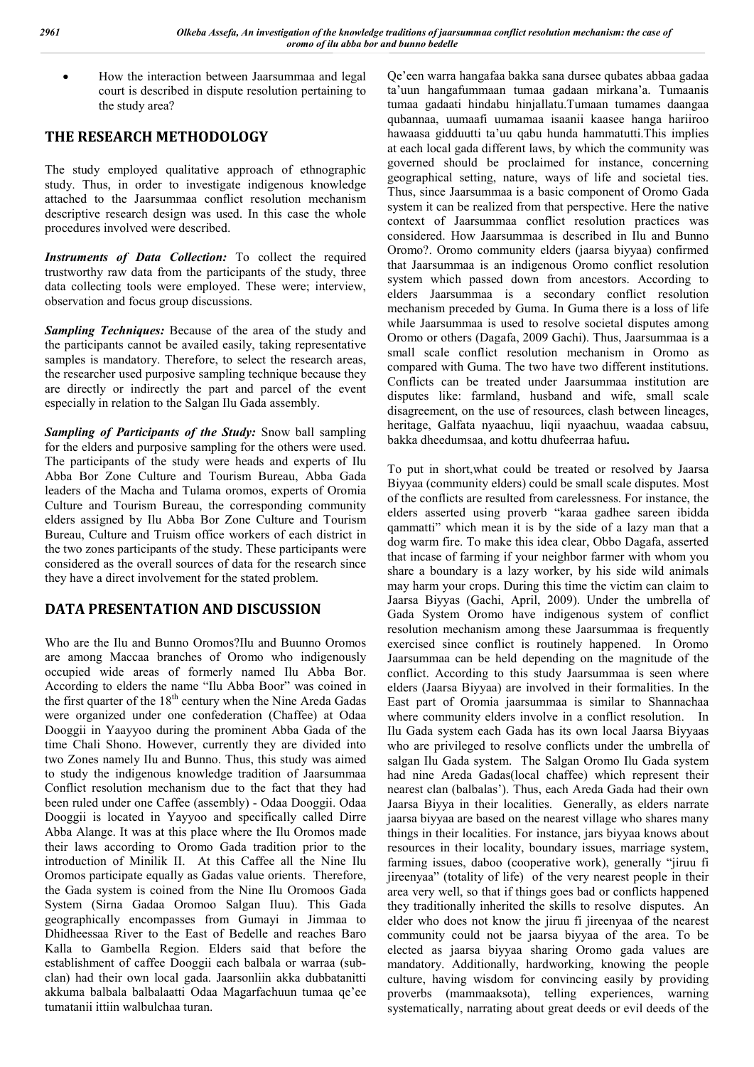- How the interaction between Jaarsummaa and legal court is described in dispute resolution pertaining to the study area?

## THE RESEARCH METHODOLOGY

The study employed qualitative approach of ethnographic study. Thus, in order to investigate indigenous knowledge attached to the Jaarsummaa conflict resolution mechanism descriptive research design was used. In this case the whole procedures involved were described.

***Instruments of Data Collection:*** To collect the required trustworthy raw data from the participants of the study, three data collecting tools were employed. These were; interview, observation and focus group discussions.

***Sampling Techniques:*** Because of the area of the study and the participants cannot be availed easily, taking representative samples is mandatory. Therefore, to select the research areas, the researcher used purposive sampling technique because they are directly or indirectly the part and parcel of the event especially in relation to the Salgan Ilu Gada assembly.

***Sampling of Participants of the Study:*** Snow ball sampling for the elders and purposive sampling for the others were used. The participants of the study were heads and experts of Ilu Abba Bor Zone Culture and Tourism Bureau, Abba Gada leaders of the Macha and Tulama oromos, experts of Oromia Culture and Tourism Bureau, the corresponding community elders assigned by Ilu Abba Bor Zone Culture and Tourism Bureau, Culture and Truism office workers of each district in the two zones participants of the study. These participants were considered as the overall sources of data for the research since they have a direct involvement for the stated problem.

## DATA PRESENTATION AND DISCUSSION

Who are the Ilu and Bunno Oromos?Ilu and Buunno Oromos are among Maccaa branches of Oromo who indigenously occupied wide areas of formerly named Ilu Abba Bor. According to elders the name "Ilu Abba Boor" was coined in the first quarter of the 18th century when the Nine Areda Gadas were organized under one confederation (Chaffee) at Odaa Dooggii in Yaayyoo during the prominent Abba Gada of the time Chali Shono. However, currently they are divided into two Zones namely Ilu and Bunno. Thus, this study was aimed to study the indigenous knowledge tradition of Jaarsummaa Conflict resolution mechanism due to the fact that they had been ruled under one Caffee (assembly) - Odaa Dooggii. Odaa Dooggii is located in Yayyoo and specifically called Dirre Abba Alange. It was at this place where the Ilu Oromos made their laws according to Oromo Gada tradition prior to the introduction of Minilik II. At this Caffee all the Nine Ilu Oromos participate equally as Gadas value orients. Therefore, the Gada system is coined from the Nine Ilu Oromoos Gada System (Sirna Gadaa Oromoo Salgan Iluu). This Gada geographically encompasses from Gumayi in Jimmaa to Dhidheessaa River to the East of Bedelle and reaches Baro Kalla to Gambella Region. Elders said that before the establishment of caffee Dooggii each balbala or warraa (sub-clan) had their own local gada. Jaarsonliin akka dubbatanitti akkuma balbala balbalaatti Odaa Magarfachuun tumaa qe'ee tumatanii ittiin walbulchaa turan. Qe'een warra hangafaa bakka sana dursee qubates abbaa gadaa ta'uun hangafummaan tumaa gadaan mirkana'a. Tumaanis tumaa gadaati hindabu hinjallatu.Tumaan tumames daangaa qubannaa, uumaafi uumamaa isaanii kaasee hanga hariiroo hawaasa gidduutti ta'uu qabu hunda hammatutti.This implies at each local gada different laws, by which the community was governed should be proclaimed for instance, concerning geographical setting, nature, ways of life and societal ties. Thus, since Jaarsummaa is a basic component of Oromo Gada system it can be realized from that perspective. Here the native context of Jaarsummaa conflict resolution practices was considered. How Jaarsummaa is described in Ilu and Bunno Oromo?. Oromo community elders (jaarsa biyyaa) confirmed that Jaarsummaa is an indigenous Oromo conflict resolution system which passed down from ancestors. According to elders Jaarsummaa is a secondary conflict resolution mechanism preceded by Guma. In Guma there is a loss of life while Jaarsummaa is used to resolve societal disputes among Oromo or others (Dagafa, 2009 Gachi). Thus, Jaarsummaa is a small scale conflict resolution mechanism in Oromo as compared with Guma. The two have two different institutions. Conflicts can be treated under Jaarsummaa institution are disputes like: farmland, husband and wife, small scale disagreement, on the use of resources, clash between lineages, heritage, Galfata nyaachuu, liqii nyaachuu, waadaa cabsuu, bakka dheedumsaa, and kottu dhufeerraa hafuu**.**

To put in short,what could be treated or resolved by Jaarsa Biyyaa (community elders) could be small scale disputes. Most of the conflicts are resulted from carelessness. For instance, the elders asserted using proverb "karaa gadhee sareen ibidda qammatti" which mean it is by the side of a lazy man that a dog warm fire. To make this idea clear, Obbo Dagafa, asserted that incase of farming if your neighbor farmer with whom you share a boundary is a lazy worker, by his side wild animals may harm your crops. During this time the victim can claim to Jaarsa Biyyas (Gachi, April, 2009). Under the umbrella of Gada System Oromo have indigenous system of conflict resolution mechanism among these Jaarsummaa is frequently exercised since conflict is routinely happened. In Oromo Jaarsummaa can be held depending on the magnitude of the conflict. According to this study Jaarsummaa is seen where elders (Jaarsa Biyyaa) are involved in their formalities. In the East part of Oromia jaarsummaa is similar to Shannachaa where community elders involve in a conflict resolution. In Ilu Gada system each Gada has its own local Jaarsa Biyyaas who are privileged to resolve conflicts under the umbrella of salgan Ilu Gada system. The Salgan Oromo Ilu Gada system had nine Areda Gadas(local chaffee) which represent their nearest clan (balbalas'). Thus, each Areda Gada had their own Jaarsa Biyya in their localities. Generally, as elders narrate jaarsa biyyaa are based on the nearest village who shares many things in their localities. For instance, jars biyyaa knows about resources in their locality, boundary issues, marriage system, farming issues, daboo (cooperative work), generally "jiruu fi jireenyaa" (totality of life) of the very nearest people in their area very well, so that if things goes bad or conflicts happened they traditionally inherited the skills to resolve disputes. An elder who does not know the jiruu fi jireenyaa of the nearest community could not be jaarsa biyyaa of the area. To be elected as jaarsa biyyaa sharing Oromo gada values are mandatory. Additionally, hardworking, knowing the people culture, having wisdom for convincing easily by providing proverbs (mammaaksota), telling experiences, warning systematically, narrating about great deeds or evil deeds of the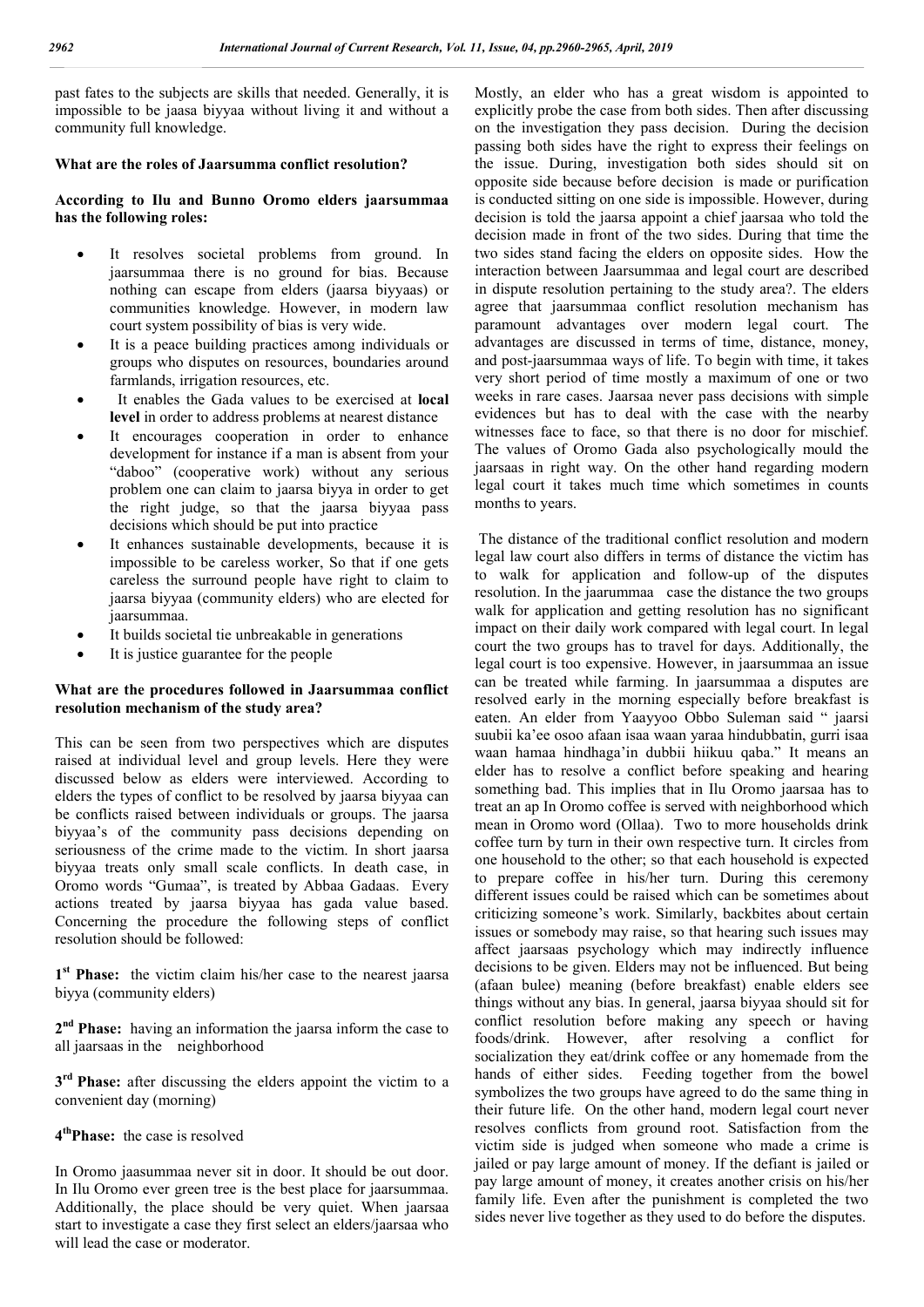past fates to the subjects are skills that needed. Generally, it is impossible to be jaasa biyyaa without living it and without a community full knowledge.

**What are the roles of Jaarsumma conflict resolution?**

**According to Ilu and Bunno Oromo elders jaarsummaa has the following roles:**

- It resolves societal problems from ground. In jaarsummaa there is no ground for bias. Because nothing can escape from elders (jaarsa biyyaas) or communities knowledge. However, in modern law court system possibility of bias is very wide.
- It is a peace building practices among individuals or groups who disputes on resources, boundaries around farmlands, irrigation resources, etc.
- It enables the Gada values to be exercised at **local level** in order to address problems at nearest distance
- It encourages cooperation in order to enhance development for instance if a man is absent from your "daboo" (cooperative work) without any serious problem one can claim to jaarsa biyya in order to get the right judge, so that the jaarsa biyyaa pass decisions which should be put into practice
- It enhances sustainable developments, because it is impossible to be careless worker, So that if one gets careless the surround people have right to claim to jaarsa biyyaa (community elders) who are elected for jaarsummaa.
- It builds societal tie unbreakable in generations
- It is justice guarantee for the people

**What are the procedures followed in Jaarsummaa conflict resolution mechanism of the study area?**

This can be seen from two perspectives which are disputes raised at individual level and group levels. Here they were discussed below as elders were interviewed. According to elders the types of conflict to be resolved by jaarsa biyyaa can be conflicts raised between individuals or groups. The jaarsa biyyaa's of the community pass decisions depending on seriousness of the crime made to the victim. In short jaarsa biyyaa treats only small scale conflicts. In death case, in Oromo words "Gumaa", is treated by Abbaa Gadaas. Every actions treated by jaarsa biyyaa has gada value based. Concerning the procedure the following steps of conflict resolution should be followed:

**1st Phase:** the victim claim his/her case to the nearest jaarsa biyya (community elders)

**2nd Phase:** having an information the jaarsa inform the case to all jaarsaas in the neighborhood

**3rd Phase:** after discussing the elders appoint the victim to a convenient day (morning)

**4thPhase:** the case is resolved

In Oromo jaasummaa never sit in door. It should be out door. In Ilu Oromo ever green tree is the best place for jaarsummaa. Additionally, the place should be very quiet. When jaarsaa start to investigate a case they first select an elders/jaarsaa who will lead the case or moderator.

Mostly, an elder who has a great wisdom is appointed to explicitly probe the case from both sides. Then after discussing on the investigation they pass decision. During the decision passing both sides have the right to express their feelings on the issue. During, investigation both sides should sit on opposite side because before decision is made or purification is conducted sitting on one side is impossible. However, during decision is told the jaarsa appoint a chief jaarsaa who told the decision made in front of the two sides. During that time the two sides stand facing the elders on opposite sides. How the interaction between Jaarsummaa and legal court are described in dispute resolution pertaining to the study area?. The elders agree that jaarsummaa conflict resolution mechanism has paramount advantages over modern legal court. The advantages are discussed in terms of time, distance, money, and post-jaarsummaa ways of life. To begin with time, it takes very short period of time mostly a maximum of one or two weeks in rare cases. Jaarsaa never pass decisions with simple evidences but has to deal with the case with the nearby witnesses face to face, so that there is no door for mischief. The values of Oromo Gada also psychologically mould the jaarsaas in right way. On the other hand regarding modern legal court it takes much time which sometimes in counts months to years.

The distance of the traditional conflict resolution and modern legal law court also differs in terms of distance the victim has to walk for application and follow-up of the disputes resolution. In the jaarummaa case the distance the two groups walk for application and getting resolution has no significant impact on their daily work compared with legal court. In legal court the two groups has to travel for days. Additionally, the legal court is too expensive. However, in jaarsummaa an issue can be treated while farming. In jaarsummaa a disputes are resolved early in the morning especially before breakfast is eaten. An elder from Yaayyoo Obbo Suleman said " jaarsi suubii ka'ee osoo afaan isaa waan yaraa hindubbatin, gurri isaa waan hamaa hindhaga'in dubbii hiikuu qaba." It means an elder has to resolve a conflict before speaking and hearing something bad. This implies that in Ilu Oromo jaarsaa has to treat an ap In Oromo coffee is served with neighborhood which mean in Oromo word (Ollaa). Two to more households drink coffee turn by turn in their own respective turn. It circles from one household to the other; so that each household is expected to prepare coffee in his/her turn. During this ceremony different issues could be raised which can be sometimes about criticizing someone's work. Similarly, backbites about certain issues or somebody may raise, so that hearing such issues may affect jaarsaas psychology which may indirectly influence decisions to be given. Elders may not be influenced. But being (afaan bulee) meaning (before breakfast) enable elders see things without any bias. In general, jaarsa biyyaa should sit for conflict resolution before making any speech or having foods/drink. However, after resolving a conflict for socialization they eat/drink coffee or any homemade from the hands of either sides. Feeding together from the bowel symbolizes the two groups have agreed to do the same thing in their future life. On the other hand, modern legal court never resolves conflicts from ground root. Satisfaction from the victim side is judged when someone who made a crime is jailed or pay large amount of money. If the defiant is jailed or pay large amount of money, it creates another crisis on his/her family life. Even after the punishment is completed the two sides never live together as they used to do before the disputes.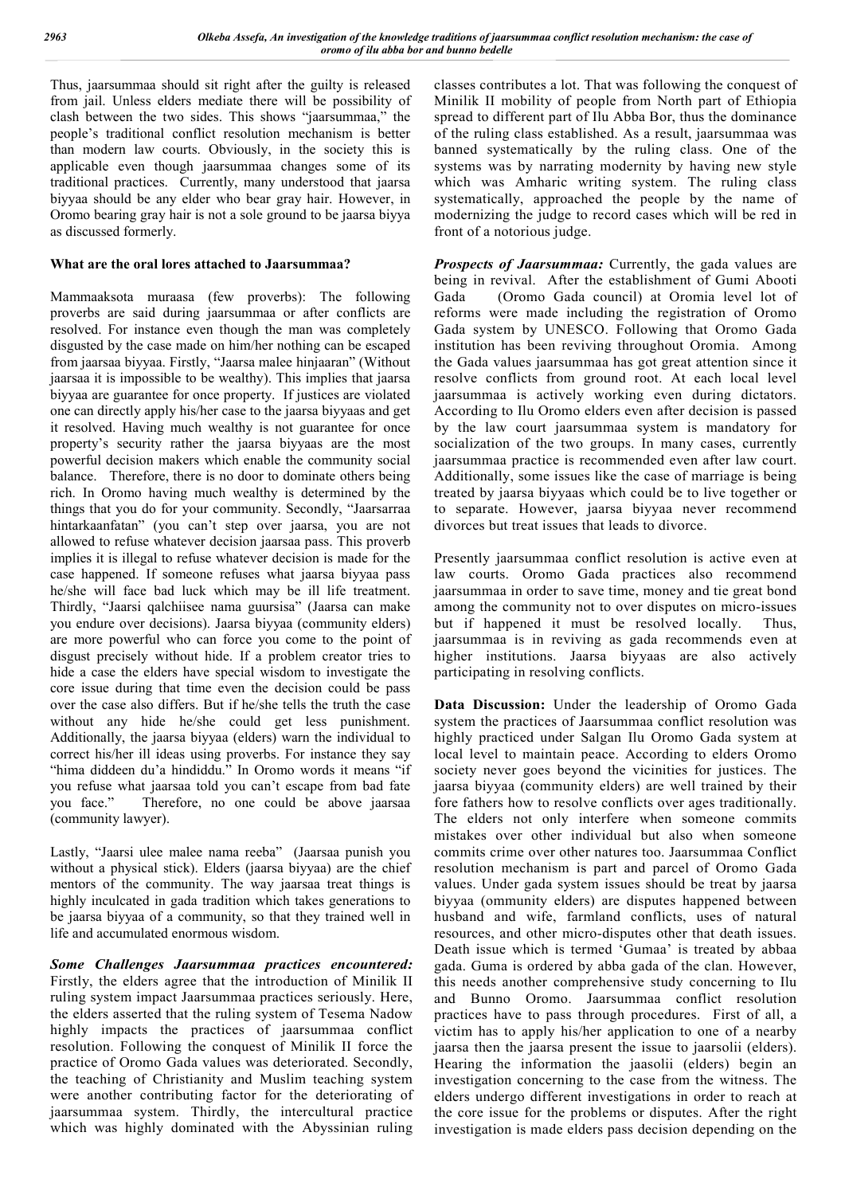Thus, jaarsummaa should sit right after the guilty is released from jail. Unless elders mediate there will be possibility of clash between the two sides. This shows "jaarsummaa," the people's traditional conflict resolution mechanism is better than modern law courts. Obviously, in the society this is applicable even though jaarsummaa changes some of its traditional practices. Currently, many understood that jaarsa biyyaa should be any elder who bear gray hair. However, in Oromo bearing gray hair is not a sole ground to be jaarsa biyya as discussed formerly.

**What are the oral lores attached to Jaarsummaa?**

Mammaaksota muraasa (few proverbs): The following proverbs are said during jaarsummaa or after conflicts are resolved. For instance even though the man was completely disgusted by the case made on him/her nothing can be escaped from jaarsaa biyyaa. Firstly, "Jaarsa malee hinjaaran" (Without jaarsaa it is impossible to be wealthy). This implies that jaarsa biyyaa are guarantee for once property. If justices are violated one can directly apply his/her case to the jaarsa biyyaas and get it resolved. Having much wealthy is not guarantee for once property's security rather the jaarsa biyyaas are the most powerful decision makers which enable the community social balance. Therefore, there is no door to dominate others being rich. In Oromo having much wealthy is determined by the things that you do for your community. Secondly, "Jaarsarraa hintarkaanfatan" (you can't step over jaarsa, you are not allowed to refuse whatever decision jaarsaa pass. This proverb implies it is illegal to refuse whatever decision is made for the case happened. If someone refuses what jaarsa biyyaa pass he/she will face bad luck which may be ill life treatment. Thirdly, "Jaarsi qalchiisee nama guursisa" (Jaarsa can make you endure over decisions). Jaarsa biyyaa (community elders) are more powerful who can force you come to the point of disgust precisely without hide. If a problem creator tries to hide a case the elders have special wisdom to investigate the core issue during that time even the decision could be pass over the case also differs. But if he/she tells the truth the case without any hide he/she could get less punishment. Additionally, the jaarsa biyyaa (elders) warn the individual to correct his/her ill ideas using proverbs. For instance they say "hima diddeen du'a hindiddu." In Oromo words it means "if you refuse what jaarsaa told you can't escape from bad fate you face." Therefore, no one could be above jaarsaa (community lawyer).

Lastly, "Jaarsi ulee malee nama reeba" (Jaarsaa punish you without a physical stick). Elders (jaarsa biyyaa) are the chief mentors of the community. The way jaarsaa treat things is highly inculcated in gada tradition which takes generations to be jaarsa biyyaa of a community, so that they trained well in life and accumulated enormous wisdom.

***Some Challenges Jaarsummaa practices encountered:*** Firstly, the elders agree that the introduction of Minilik II ruling system impact Jaarsummaa practices seriously. Here, the elders asserted that the ruling system of Tesema Nadow highly impacts the practices of jaarsummaa conflict resolution. Following the conquest of Minilik II force the practice of Oromo Gada values was deteriorated. Secondly, the teaching of Christianity and Muslim teaching system were another contributing factor for the deteriorating of jaarsummaa system. Thirdly, the intercultural practice which was highly dominated with the Abyssinian ruling classes contributes a lot. That was following the conquest of Minilik II mobility of people from North part of Ethiopia spread to different part of Ilu Abba Bor, thus the dominance of the ruling class established. As a result, jaarsummaa was banned systematically by the ruling class. One of the systems was by narrating modernity by having new style which was Amharic writing system. The ruling class systematically, approached the people by the name of modernizing the judge to record cases which will be red in front of a notorious judge.

***Prospects of Jaarsummaa:*** Currently, the gada values are being in revival. After the establishment of Gumi Abooti Gada (Oromo Gada council) at Oromia level lot of reforms were made including the registration of Oromo Gada system by UNESCO. Following that Oromo Gada institution has been reviving throughout Oromia. Among the Gada values jaarsummaa has got great attention since it resolve conflicts from ground root. At each local level jaarsummaa is actively working even during dictators. According to Ilu Oromo elders even after decision is passed by the law court jaarsummaa system is mandatory for socialization of the two groups. In many cases, currently jaarsummaa practice is recommended even after law court. Additionally, some issues like the case of marriage is being treated by jaarsa biyyaas which could be to live together or to separate. However, jaarsa biyyaa never recommend divorces but treat issues that leads to divorce.

Presently jaarsummaa conflict resolution is active even at law courts. Oromo Gada practices also recommend jaarsummaa in order to save time, money and tie great bond among the community not to over disputes on micro-issues but if happened it must be resolved locally. Thus, jaarsummaa is in reviving as gada recommends even at higher institutions. Jaarsa biyyaas are also actively participating in resolving conflicts.

**Data Discussion:** Under the leadership of Oromo Gada system the practices of Jaarsummaa conflict resolution was highly practiced under Salgan Ilu Oromo Gada system at local level to maintain peace. According to elders Oromo society never goes beyond the vicinities for justices. The jaarsa biyyaa (community elders) are well trained by their fore fathers how to resolve conflicts over ages traditionally. The elders not only interfere when someone commits mistakes over other individual but also when someone commits crime over other natures too. Jaarsummaa Conflict resolution mechanism is part and parcel of Oromo Gada values. Under gada system issues should be treat by jaarsa biyyaa (ommunity elders) are disputes happened between husband and wife, farmland conflicts, uses of natural resources, and other micro-disputes other that death issues. Death issue which is termed 'Gumaa' is treated by abbaa gada. Guma is ordered by abba gada of the clan. However, this needs another comprehensive study concerning to Ilu and Bunno Oromo. Jaarsummaa conflict resolution practices have to pass through procedures. First of all, a victim has to apply his/her application to one of a nearby jaarsa then the jaarsa present the issue to jaarsolii (elders). Hearing the information the jaasolii (elders) begin an investigation concerning to the case from the witness. The elders undergo different investigations in order to reach at the core issue for the problems or disputes. After the right investigation is made elders pass decision depending on the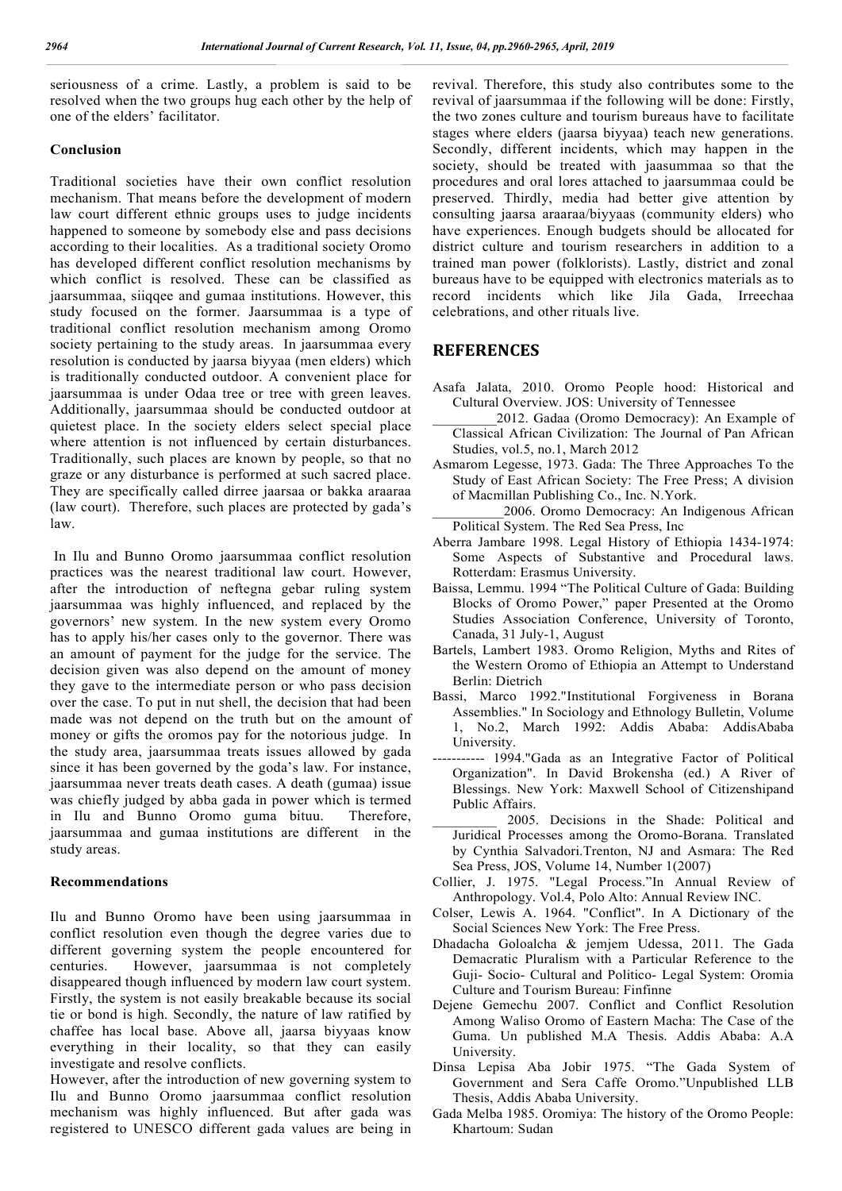seriousness of a crime. Lastly, a problem is said to be resolved when the two groups hug each other by the help of one of the elders' facilitator.

### Conclusion

Traditional societies have their own conflict resolution mechanism. That means before the development of modern law court different ethnic groups uses to judge incidents happened to someone by somebody else and pass decisions according to their localities. As a traditional society Oromo has developed different conflict resolution mechanisms by which conflict is resolved. These can be classified as jaarsummaa, siiqqee and gumaa institutions. However, this study focused on the former. Jaarsummaa is a type of traditional conflict resolution mechanism among Oromo society pertaining to the study areas. In jaarsummaa every resolution is conducted by jaarsa biyyaa (men elders) which is traditionally conducted outdoor. A convenient place for jaarsummaa is under Odaa tree or tree with green leaves. Additionally, jaarsummaa should be conducted outdoor at quietest place. In the society elders select special place where attention is not influenced by certain disturbances. Traditionally, such places are known by people, so that no graze or any disturbance is performed at such sacred place. They are specifically called dirree jaarsaa or bakka araaraa (law court). Therefore, such places are protected by gada's law.

In Ilu and Bunno Oromo jaarsummaa conflict resolution practices was the nearest traditional law court. However, after the introduction of neftegna gebar ruling system jaarsummaa was highly influenced, and replaced by the governors' new system. In the new system every Oromo has to apply his/her cases only to the governor. There was an amount of payment for the judge for the service. The decision given was also depend on the amount of money they gave to the intermediate person or who pass decision over the case. To put in nut shell, the decision that had been made was not depend on the truth but on the amount of money or gifts the oromos pay for the notorious judge. In the study area, jaarsummaa treats issues allowed by gada since it has been governed by the goda's law. For instance, jaarsummaa never treats death cases. A death (gumaa) issue was chiefly judged by abba gada in power which is termed in Ilu and Bunno Oromo guma bituu. Therefore, jaarsummaa and gumaa institutions are different in the study areas.

### Recommendations

Ilu and Bunno Oromo have been using jaarsummaa in conflict resolution even though the degree varies due to different governing system the people encountered for centuries. However, jaarsummaa is not completely disappeared though influenced by modern law court system. Firstly, the system is not easily breakable because its social tie or bond is high. Secondly, the nature of law ratified by chaffee has local base. Above all, jaarsa biyyaas know everything in their locality, so that they can easily investigate and resolve conflicts.

However, after the introduction of new governing system to Ilu and Bunno Oromo jaarsummaa conflict resolution mechanism was highly influenced. But after gada was registered to UNESCO different gada values are being in revival. Therefore, this study also contributes some to the revival of jaarsummaa if the following will be done: Firstly, the two zones culture and tourism bureaus have to facilitate stages where elders (jaarsa biyyaa) teach new generations. Secondly, different incidents, which may happen in the society, should be treated with jaasummaa so that the procedures and oral lores attached to jaarsummaa could be preserved. Thirdly, media had better give attention by consulting jaarsa araaraa/biyyaas (community elders) who have experiences. Enough budgets should be allocated for district culture and tourism researchers in addition to a trained man power (folklorists). Lastly, district and zonal bureaus have to be equipped with electronics materials as to record incidents which like Jila Gada, Irreechaa celebrations, and other rituals live.

## REFERENCES

Asafa Jalata, 2010. Oromo People hood: Historical and Cultural Overview. JOS: University of Tennessee

_________2012. Gadaa (Oromo Democracy): An Example of Classical African Civilization: The Journal of Pan African Studies, vol.5, no.1, March 2012

Asmarom Legesse, 1973. Gada: The Three Approaches To the Study of East African Society: The Free Press; A division of Macmillan Publishing Co., Inc. N.York.

__________2006. Oromo Democracy: An Indigenous African Political System. The Red Sea Press, Inc

Aberra Jambare 1998. Legal History of Ethiopia 1434-1974: Some Aspects of Substantive and Procedural laws. Rotterdam: Erasmus University.

Baissa, Lemmu. 1994 "The Political Culture of Gada: Building Blocks of Oromo Power," paper Presented at the Oromo Studies Association Conference, University of Toronto, Canada, 31 July-1, August

Bartels, Lambert 1983. Oromo Religion, Myths and Rites of the Western Oromo of Ethiopia an Attempt to Understand Berlin: Dietrich

Bassi, Marco 1992."Institutional Forgiveness in Borana Assemblies." In Sociology and Ethnology Bulletin, Volume 1, No.2, March 1992: Addis Ababa: AddisAbaba University.

----------- 1994."Gada as an Integrative Factor of Political Organization". In David Brokensha (ed.) A River of Blessings. New York: Maxwell School of Citizenshipand Public Affairs.

_________ 2005. Decisions in the Shade: Political and Juridical Processes among the Oromo-Borana. Translated by Cynthia Salvadori.Trenton, NJ and Asmara: The Red Sea Press, JOS, Volume 14, Number 1(2007)

Collier, J. 1975. "Legal Process."In Annual Review of Anthropology. Vol.4, Polo Alto: Annual Review INC.

Colser, Lewis A. 1964. "Conflict". In A Dictionary of the Social Sciences New York: The Free Press.

Dhadacha Goloalcha & jemjem Udessa, 2011. The Gada Demacratic Pluralism with a Particular Reference to the Guji- Socio- Cultural and Politico- Legal System: Oromia Culture and Tourism Bureau: Finfinne

Dejene Gemechu 2007. Conflict and Conflict Resolution Among Waliso Oromo of Eastern Macha: The Case of the Guma. Un published M.A Thesis. Addis Ababa: A.A University.

Dinsa Lepisa Aba Jobir 1975. "The Gada System of Government and Sera Caffe Oromo."Unpublished LLB Thesis, Addis Ababa University.

Gada Melba 1985. Oromiya: The history of the Oromo People: Khartoum: Sudan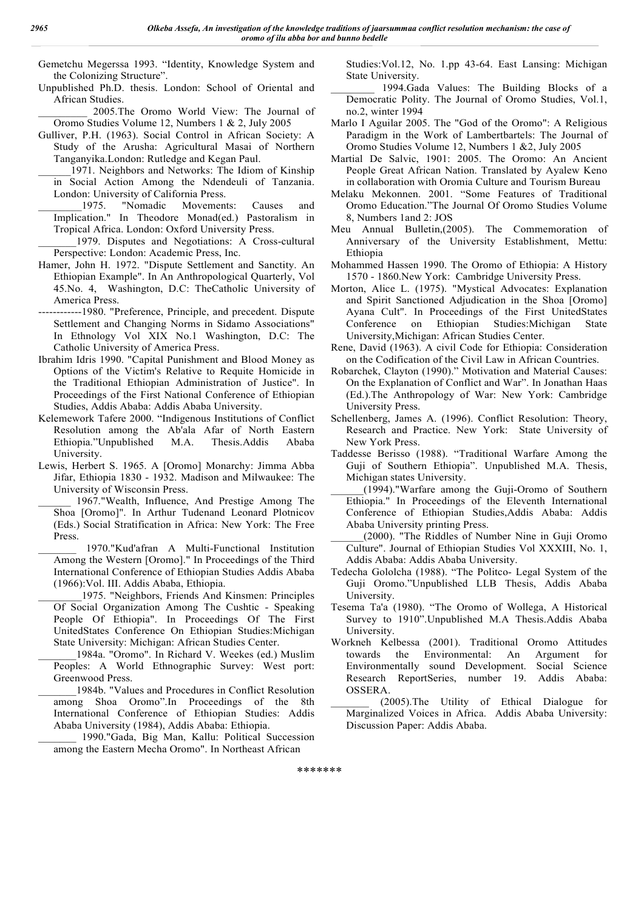Gemetchu Megerssa 1993. "Identity, Knowledge System and the Colonizing Structure".

Unpublished Ph.D. thesis. London: School of Oriental and African Studies.

_________ 2005.The Oromo World View: The Journal of Oromo Studies Volume 12, Numbers 1 & 2, July 2005

Gulliver, P.H. (1963). Social Control in African Society: A Study of the Arusha: Agricultural Masai of Northern Tanganyika.London: Rutledge and Kegan Paul.

______1971. Neighbors and Networks: The Idiom of Kinship in Social Action Among the Ndendeuli of Tanzania. London: University of California Press.

________1975. "Nomadic Movements: Causes and Implication." In Theodore Monad(ed.) Pastoralism in Tropical Africa. London: Oxford University Press.

_______1979. Disputes and Negotiations: A Cross-cultural Perspective: London: Academic Press, Inc.

Hamer, John H. 1972. "Dispute Settlement and Sanctity. An Ethiopian Example". In An Anthropological Quarterly, Vol 45.No. 4, Washington, D.C: TheCatholic University of America Press.

------------1980. "Preference, Principle, and precedent. Dispute Settlement and Changing Norms in Sidamo Associations" In Ethnology Vol XIX No.1 Washington, D.C: The Catholic University of America Press.

Ibrahim Idris 1990. "Capital Punishment and Blood Money as Options of the Victim's Relative to Requite Homicide in the Traditional Ethiopian Administration of Justice". In Proceedings of the First National Conference of Ethiopian Studies, Addis Ababa: Addis Ababa University.

Kelemework Tafere 2000. "Indigenous Institutions of Conflict Resolution among the Ab'ala Afar of North Eastern Ethiopia."Unpublished M.A. Thesis.Addis Ababa University.

Lewis, Herbert S. 1965. A [Oromo] Monarchy: Jimma Abba Jifar, Ethiopia 1830 - 1932. Madison and Milwaukee: The University of Wisconsin Press.

______ 1967."Wealth, Influence, And Prestige Among The Shoa [Oromo]". In Arthur Tudenand Leonard Plotnicov (Eds.) Social Stratification in Africa: New York: The Free Press.

_______ 1970."Kud'afran A Multi-Functional Institution Among the Western [Oromo]." In Proceedings of the Third International Conference of Ethiopian Studies Addis Ababa (1966):Vol. III. Addis Ababa, Ethiopia.

________1975. "Neighbors, Friends And Kinsmen: Principles Of Social Organization Among The Cushtic - Speaking People Of Ethiopia". In Proceedings Of The First UnitedStates Conference On Ethiopian Studies:Michigan State University: Michigan: African Studies Center.

_______1984a. "Oromo". In Richard V. Weekes (ed.) Muslim Peoples: A World Ethnographic Survey: West port: Greenwood Press.

_______1984b. "Values and Procedures in Conflict Resolution among Shoa Oromo".In Proceedings of the 8th International Conference of Ethiopian Studies: Addis Ababa University (1984), Addis Ababa: Ethiopia.

_______ 1990."Gada, Big Man, Kallu: Political Succession among the Eastern Mecha Oromo". In Northeast African Studies:Vol.12, No. 1.pp 43-64. East Lansing: Michigan State University.

________ 1994.Gada Values: The Building Blocks of a Democratic Polity. The Journal of Oromo Studies, Vol.1, no.2, winter 1994

Marlo I Aguilar 2005. The "God of the Oromo": A Religious Paradigm in the Work of Lambertbartels: The Journal of Oromo Studies Volume 12, Numbers 1 &2, July 2005

Martial De Salvic, 1901: 2005. The Oromo: An Ancient People Great African Nation. Translated by Ayalew Keno in collaboration with Oromia Culture and Tourism Bureau

Melaku Mekonnen. 2001. "Some Features of Traditional Oromo Education."The Journal Of Oromo Studies Volume 8, Numbers 1and 2: JOS

Meu Annual Bulletin,(2005). The Commemoration of Anniversary of the University Establishment, Mettu: Ethiopia

Mohammed Hassen 1990. The Oromo of Ethiopia: A History 1570 - 1860.New York: Cambridge University Press.

Morton, Alice L. (1975). "Mystical Advocates: Explanation and Spirit Sanctioned Adjudication in the Shoa [Oromo] Ayana Cult". In Proceedings of the First UnitedStates Conference on Ethiopian Studies:Michigan State University,Michigan: African Studies Center.

Rene, David (1963). A civil Code for Ethiopia: Consideration on the Codification of the Civil Law in African Countries.

Robarchek, Clayton (1990)." Motivation and Material Causes: On the Explanation of Conflict and War". In Jonathan Haas (Ed.).The Anthropology of War: New York: Cambridge University Press.

Schellenberg, James A. (1996). Conflict Resolution: Theory, Research and Practice. New York: State University of New York Press.

Taddesse Berisso (1988). "Traditional Warfare Among the Guji of Southern Ethiopia". Unpublished M.A. Thesis, Michigan states University.

______(1994)."Warfare among the Guji-Oromo of Southern Ethiopia." In Proceedings of the Eleventh International Conference of Ethiopian Studies,Addis Ababa: Addis Ababa University printing Press.

______(2000). "The Riddles of Number Nine in Guji Oromo Culture". Journal of Ethiopian Studies Vol XXXIII, No. 1, Addis Ababa: Addis Ababa University.

Tedecha Gololcha (1988). "The Politco- Legal System of the Guji Oromo."Unpublished LLB Thesis, Addis Ababa University.

Tesema Ta'a (1980). "The Oromo of Wollega, A Historical Survey to 1910".Unpublished M.A Thesis.Addis Ababa University.

Workneh Kelbessa (2001). Traditional Oromo Attitudes towards the Environmental: An Argument for Environmentally sound Development. Social Science Research ReportSeries, number 19. Addis Ababa: OSSERA.

_______ (2005).The Utility of Ethical Dialogue for Marginalized Voices in Africa. Addis Ababa University: Discussion Paper: Addis Ababa.

*******